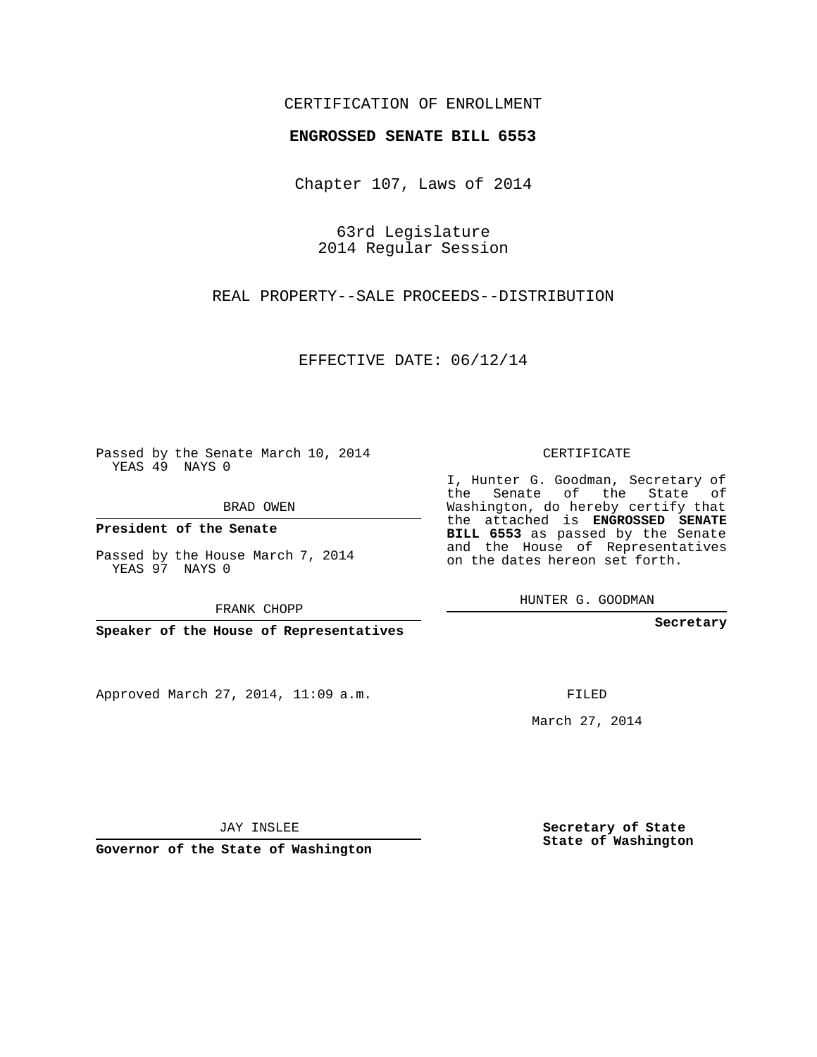CERTIFICATION OF ENROLLMENT

**ENGROSSED SENATE BILL 6553**

Chapter 107, Laws of 2014

63rd Legislature
2014 Regular Session

REAL PROPERTY--SALE PROCEEDS--DISTRIBUTION

EFFECTIVE DATE: 06/12/14

Passed by the Senate March 10, 2014
YEAS 49 NAYS 0

BRAD OWEN

**President of the Senate**

Passed by the House March 7, 2014
YEAS 97 NAYS 0

FRANK CHOPP

**Speaker of the House of Representatives**

CERTIFICATE

I, Hunter G. Goodman, Secretary of the Senate of the State of Washington, do hereby certify that the attached is **ENGROSSED SENATE BILL 6553** as passed by the Senate and the House of Representatives on the dates hereon set forth.

HUNTER G. GOODMAN

**Secretary**

Approved March 27, 2014, 11:09 a.m.

FILED

March 27, 2014

JAY INSLEE

**Governor of the State of Washington**

**Secretary of State**
**State of Washington**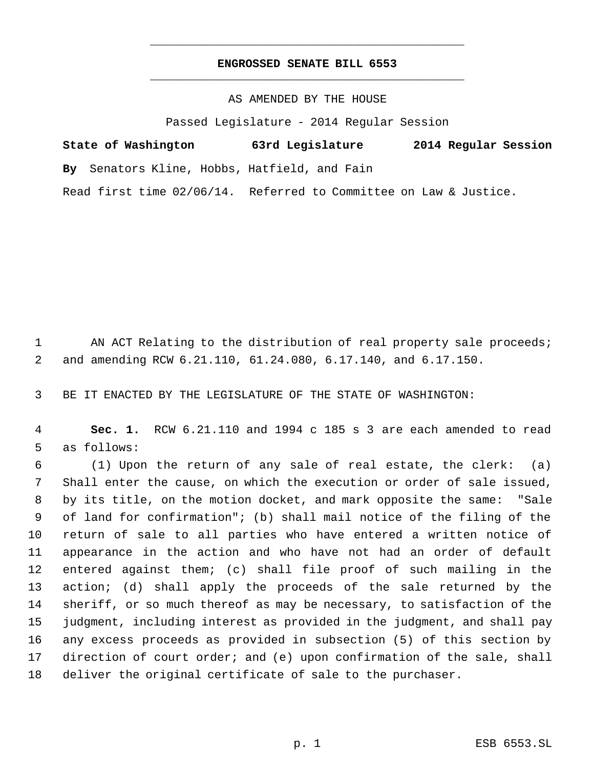# ENGROSSED SENATE BILL 6553

AS AMENDED BY THE HOUSE

Passed Legislature - 2014 Regular Session

**State of Washington 63rd Legislature 2014 Regular Session**

**By** Senators Kline, Hobbs, Hatfield, and Fain

Read first time 02/06/14. Referred to Committee on Law & Justice.

AN ACT Relating to the distribution of real property sale proceeds; and amending RCW 6.21.110, 61.24.080, 6.17.140, and 6.17.150.

BE IT ENACTED BY THE LEGISLATURE OF THE STATE OF WASHINGTON:

**Sec. 1.** RCW 6.21.110 and 1994 c 185 s 3 are each amended to read as follows:

(1) Upon the return of any sale of real estate, the clerk: (a) Shall enter the cause, on which the execution or order of sale issued, by its title, on the motion docket, and mark opposite the same: "Sale of land for confirmation"; (b) shall mail notice of the filing of the return of sale to all parties who have entered a written notice of appearance in the action and who have not had an order of default entered against them; (c) shall file proof of such mailing in the action; (d) shall apply the proceeds of the sale returned by the sheriff, or so much thereof as may be necessary, to satisfaction of the judgment, including interest as provided in the judgment, and shall pay any excess proceeds as provided in subsection (5) of this section by direction of court order; and (e) upon confirmation of the sale, shall deliver the original certificate of sale to the purchaser.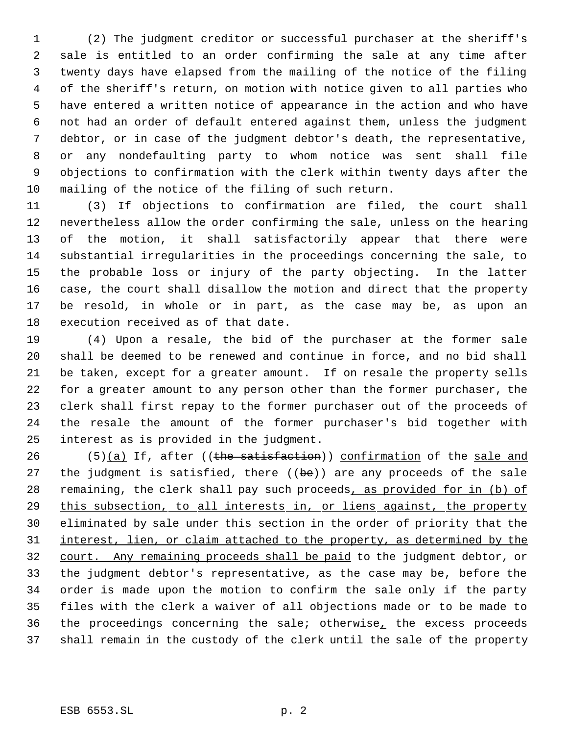(2) The judgment creditor or successful purchaser at the sheriff's sale is entitled to an order confirming the sale at any time after twenty days have elapsed from the mailing of the notice of the filing of the sheriff's return, on motion with notice given to all parties who have entered a written notice of appearance in the action and who have not had an order of default entered against them, unless the judgment debtor, or in case of the judgment debtor's death, the representative, or any nondefaulting party to whom notice was sent shall file objections to confirmation with the clerk within twenty days after the mailing of the notice of the filing of such return.

(3) If objections to confirmation are filed, the court shall nevertheless allow the order confirming the sale, unless on the hearing of the motion, it shall satisfactorily appear that there were substantial irregularities in the proceedings concerning the sale, to the probable loss or injury of the party objecting. In the latter case, the court shall disallow the motion and direct that the property be resold, in whole or in part, as the case may be, as upon an execution received as of that date.

(4) Upon a resale, the bid of the purchaser at the former sale shall be deemed to be renewed and continue in force, and no bid shall be taken, except for a greater amount. If on resale the property sells for a greater amount to any person other than the former purchaser, the clerk shall first repay to the former purchaser out of the proceeds of the resale the amount of the former purchaser's bid together with interest as is provided in the judgment.

(5)<u>(a)</u> If, after ((~~the satisfaction~~)) <u>confirmation</u> of the <u>sale and the</u> judgment <u>is satisfied</u>, there ((~~be~~)) <u>are</u> any proceeds of the sale remaining, the clerk shall pay such proceeds<u>, as provided for in (b) of this subsection, to all interests in, or liens against, the property eliminated by sale under this section in the order of priority that the interest, lien, or claim attached to the property, as determined by the court. Any remaining proceeds shall be paid</u> to the judgment debtor, or the judgment debtor's representative, as the case may be, before the order is made upon the motion to confirm the sale only if the party files with the clerk a waiver of all objections made or to be made to the proceedings concerning the sale; otherwise<u>,</u> the excess proceeds shall remain in the custody of the clerk until the sale of the property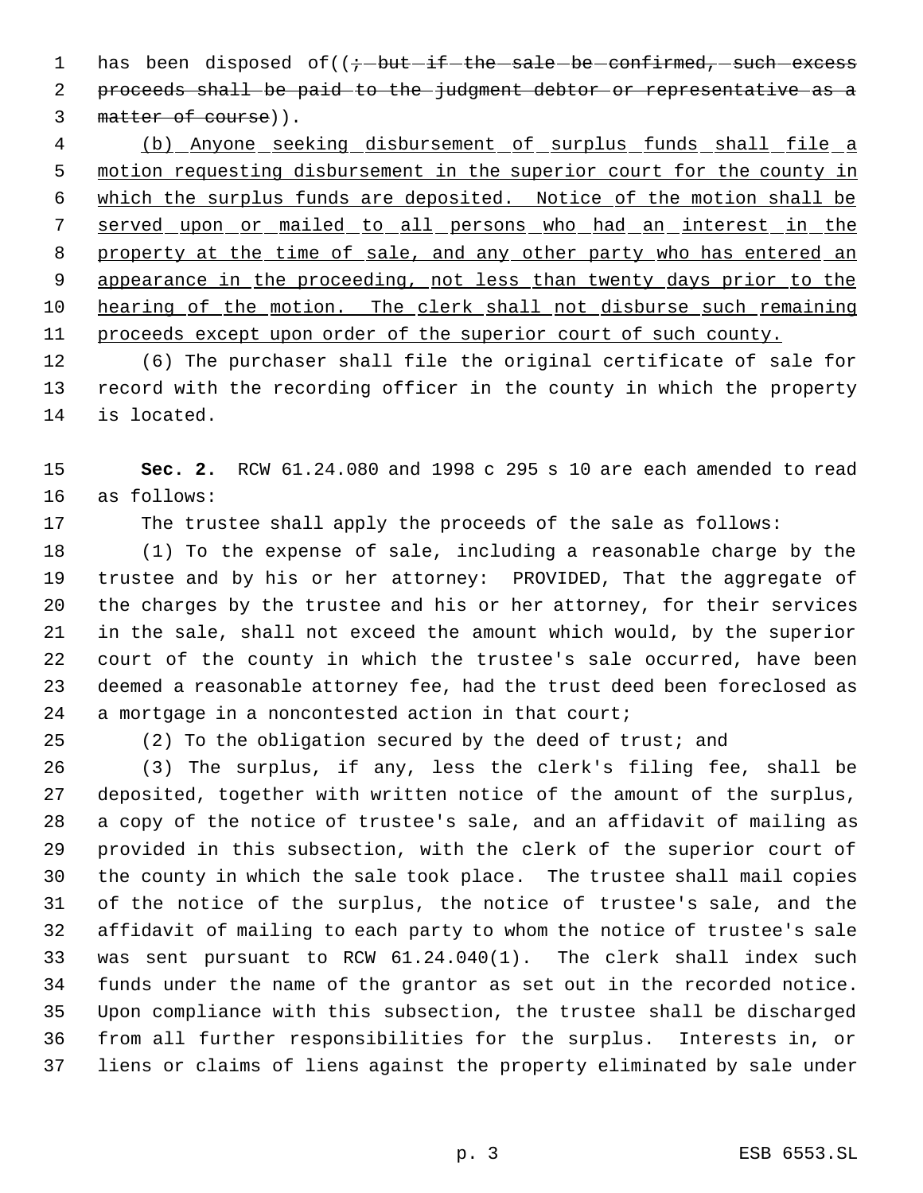has been disposed of((~~; but if the sale be confirmed, such excess proceeds shall be paid to the judgment debtor or representative as a matter of course~~)).

<u>(b) Anyone seeking disbursement of surplus funds shall file a motion requesting disbursement in the superior court for the county in which the surplus funds are deposited. Notice of the motion shall be served upon or mailed to all persons who had an interest in the property at the time of sale, and any other party who has entered an appearance in the proceeding, not less than twenty days prior to the hearing of the motion. The clerk shall not disburse such remaining proceeds except upon order of the superior court of such county.</u>

(6) The purchaser shall file the original certificate of sale for record with the recording officer in the county in which the property is located.

**Sec. 2.** RCW 61.24.080 and 1998 c 295 s 10 are each amended to read as follows:

The trustee shall apply the proceeds of the sale as follows:

(1) To the expense of sale, including a reasonable charge by the trustee and by his or her attorney: PROVIDED, That the aggregate of the charges by the trustee and his or her attorney, for their services in the sale, shall not exceed the amount which would, by the superior court of the county in which the trustee's sale occurred, have been deemed a reasonable attorney fee, had the trust deed been foreclosed as a mortgage in a noncontested action in that court;

(2) To the obligation secured by the deed of trust; and

(3) The surplus, if any, less the clerk's filing fee, shall be deposited, together with written notice of the amount of the surplus, a copy of the notice of trustee's sale, and an affidavit of mailing as provided in this subsection, with the clerk of the superior court of the county in which the sale took place. The trustee shall mail copies of the notice of the surplus, the notice of trustee's sale, and the affidavit of mailing to each party to whom the notice of trustee's sale was sent pursuant to RCW 61.24.040(1). The clerk shall index such funds under the name of the grantor as set out in the recorded notice. Upon compliance with this subsection, the trustee shall be discharged from all further responsibilities for the surplus. Interests in, or liens or claims of liens against the property eliminated by sale under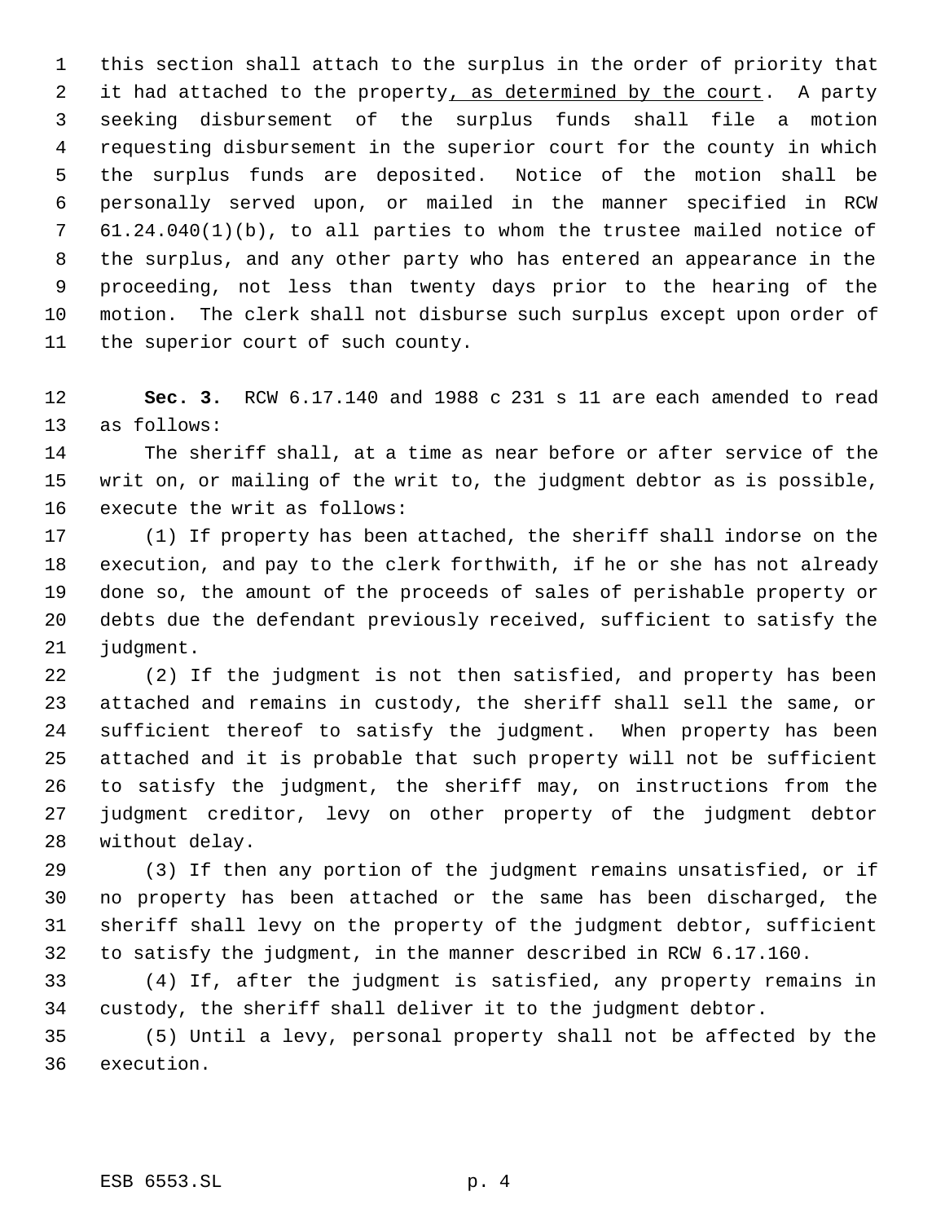this section shall attach to the surplus in the order of priority that it had attached to the property, as determined by the court. A party seeking disbursement of the surplus funds shall file a motion requesting disbursement in the superior court for the county in which the surplus funds are deposited. Notice of the motion shall be personally served upon, or mailed in the manner specified in RCW 61.24.040(1)(b), to all parties to whom the trustee mailed notice of the surplus, and any other party who has entered an appearance in the proceeding, not less than twenty days prior to the hearing of the motion. The clerk shall not disburse such surplus except upon order of the superior court of such county.

**Sec. 3.** RCW 6.17.140 and 1988 c 231 s 11 are each amended to read as follows:

The sheriff shall, at a time as near before or after service of the writ on, or mailing of the writ to, the judgment debtor as is possible, execute the writ as follows:

(1) If property has been attached, the sheriff shall indorse on the execution, and pay to the clerk forthwith, if he or she has not already done so, the amount of the proceeds of sales of perishable property or debts due the defendant previously received, sufficient to satisfy the judgment.

(2) If the judgment is not then satisfied, and property has been attached and remains in custody, the sheriff shall sell the same, or sufficient thereof to satisfy the judgment. When property has been attached and it is probable that such property will not be sufficient to satisfy the judgment, the sheriff may, on instructions from the judgment creditor, levy on other property of the judgment debtor without delay.

(3) If then any portion of the judgment remains unsatisfied, or if no property has been attached or the same has been discharged, the sheriff shall levy on the property of the judgment debtor, sufficient to satisfy the judgment, in the manner described in RCW 6.17.160.

(4) If, after the judgment is satisfied, any property remains in custody, the sheriff shall deliver it to the judgment debtor.

(5) Until a levy, personal property shall not be affected by the execution.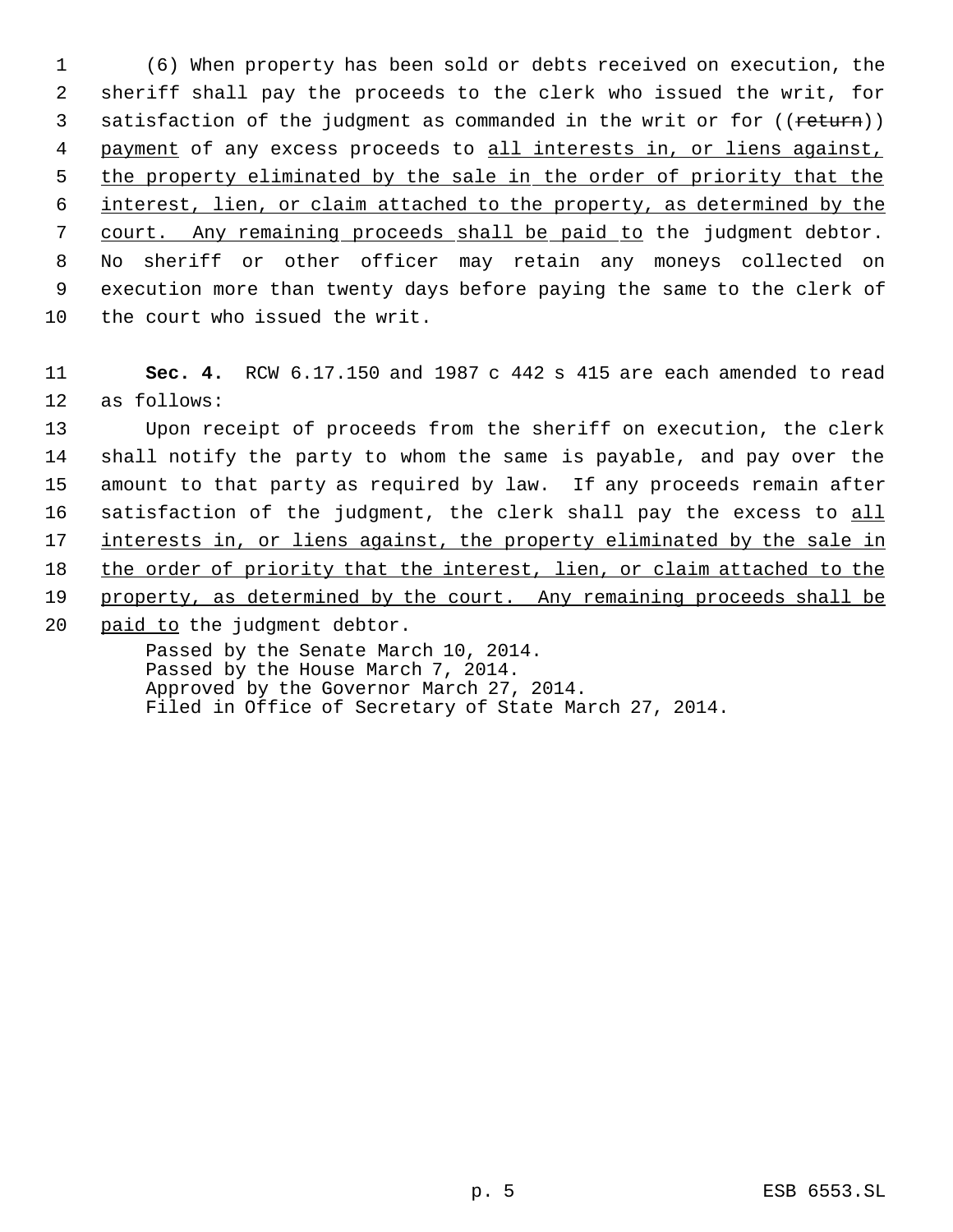(6) When property has been sold or debts received on execution, the sheriff shall pay the proceeds to the clerk who issued the writ, for satisfaction of the judgment as commanded in the writ or for ((~~return~~)) <u>payment</u> of any excess proceeds to <u>all interests in, or liens against, the property eliminated by the sale in the order of priority that the interest, lien, or claim attached to the property, as determined by the court. Any remaining proceeds shall be paid to</u> the judgment debtor. No sheriff or other officer may retain any moneys collected on execution more than twenty days before paying the same to the clerk of the court who issued the writ.

**Sec. 4.** RCW 6.17.150 and 1987 c 442 s 415 are each amended to read as follows:

Upon receipt of proceeds from the sheriff on execution, the clerk shall notify the party to whom the same is payable, and pay over the amount to that party as required by law. If any proceeds remain after satisfaction of the judgment, the clerk shall pay the excess to <u>all interests in, or liens against, the property eliminated by the sale in the order of priority that the interest, lien, or claim attached to the property, as determined by the court. Any remaining proceeds shall be paid to</u> the judgment debtor.

Passed by the Senate March 10, 2014.
Passed by the House March 7, 2014.
Approved by the Governor March 27, 2014.
Filed in Office of Secretary of State March 27, 2014.